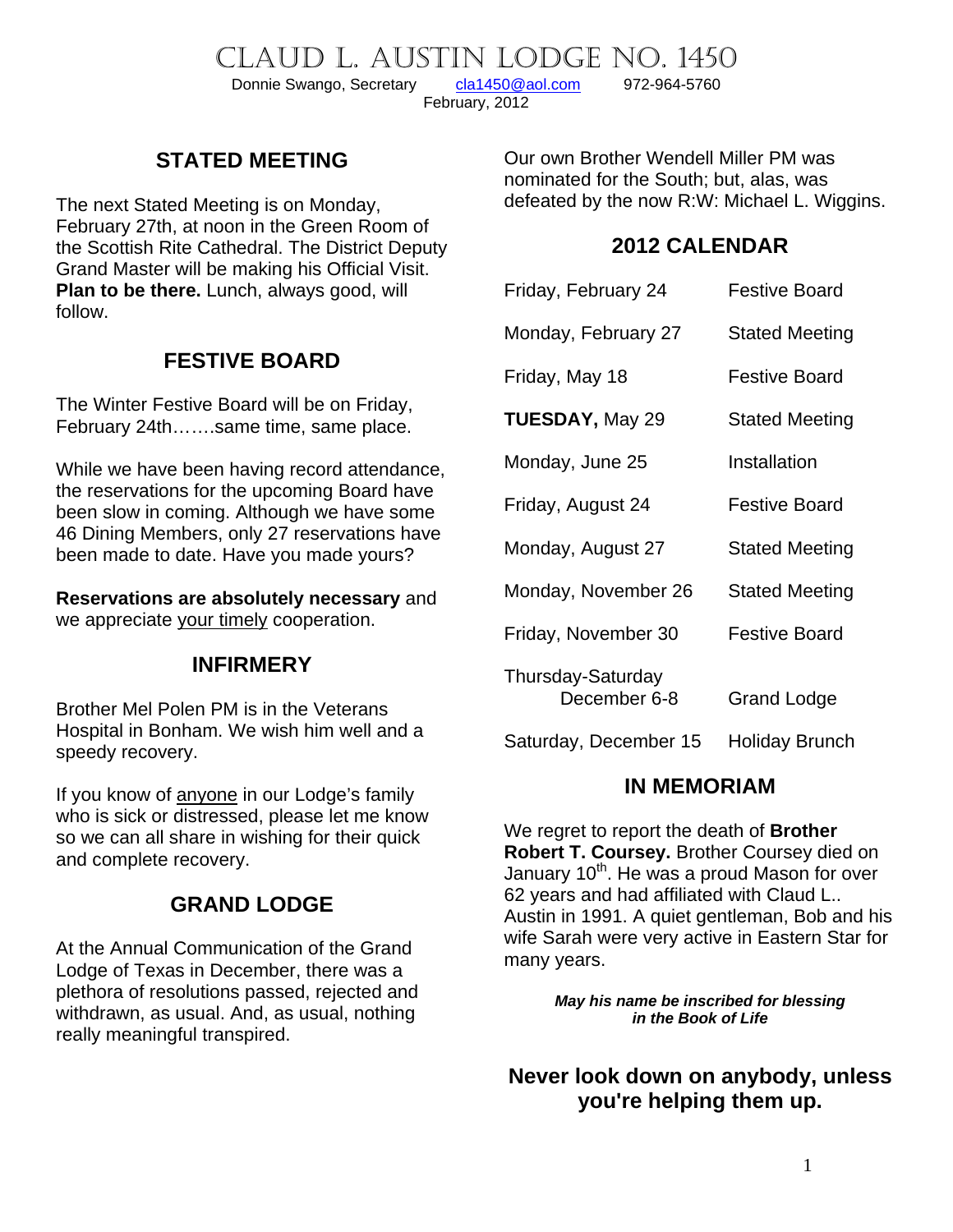# Claud L. Austin Lodge No. 1450

Donnie Swango, Secretary    cla1450@aol.com    972-964-5760

February, 2012

## STATED MEETING

The next Stated Meeting is on Monday, February 27th, at noon in the Green Room of the Scottish Rite Cathedral. The District Deputy Grand Master will be making his Official Visit. **Plan to be there.** Lunch, always good, will follow.

## FESTIVE BOARD

The Winter Festive Board will be on Friday, February 24th…….same time, same place.

While we have been having record attendance, the reservations for the upcoming Board have been slow in coming. Although we have some 46 Dining Members, only 27 reservations have been made to date. Have you made yours?

**Reservations are absolutely necessary** and we appreciate your timely cooperation.

## INFIRMERY

Brother Mel Polen PM is in the Veterans Hospital in Bonham. We wish him well and a speedy recovery.

If you know of anyone in our Lodge's family who is sick or distressed, please let me know so we can all share in wishing for their quick and complete recovery.

## GRAND LODGE

At the Annual Communication of the Grand Lodge of Texas in December, there was a plethora of resolutions passed, rejected and withdrawn, as usual. And, as usual, nothing really meaningful transpired.

Our own Brother Wendell Miller PM was nominated for the South; but, alas, was defeated by the now R:W: Michael L. Wiggins.

## 2012 CALENDAR

| | |
|---|---|
| Friday, February 24 | Festive Board |
| Monday, February 27 | Stated Meeting |
| Friday, May 18 | Festive Board |
| **TUESDAY,** May 29 | Stated Meeting |
| Monday, June 25 | Installation |
| Friday, August 24 | Festive Board |
| Monday, August 27 | Stated Meeting |
| Monday, November 26 | Stated Meeting |
| Friday, November 30 | Festive Board |
| Thursday-Saturday December 6-8 | Grand Lodge |
| Saturday, December 15 | Holiday Brunch |

## IN MEMORIAM

We regret to report the death of **Brother Robert T. Coursey.** Brother Coursey died on January 10th. He was a proud Mason for over 62 years and had affiliated with Claud L.. Austin in 1991. A quiet gentleman, Bob and his wife Sarah were very active in Eastern Star for many years.

***May his name be inscribed for blessing in the Book of Life***

**Never look down on anybody, unless you're helping them up.**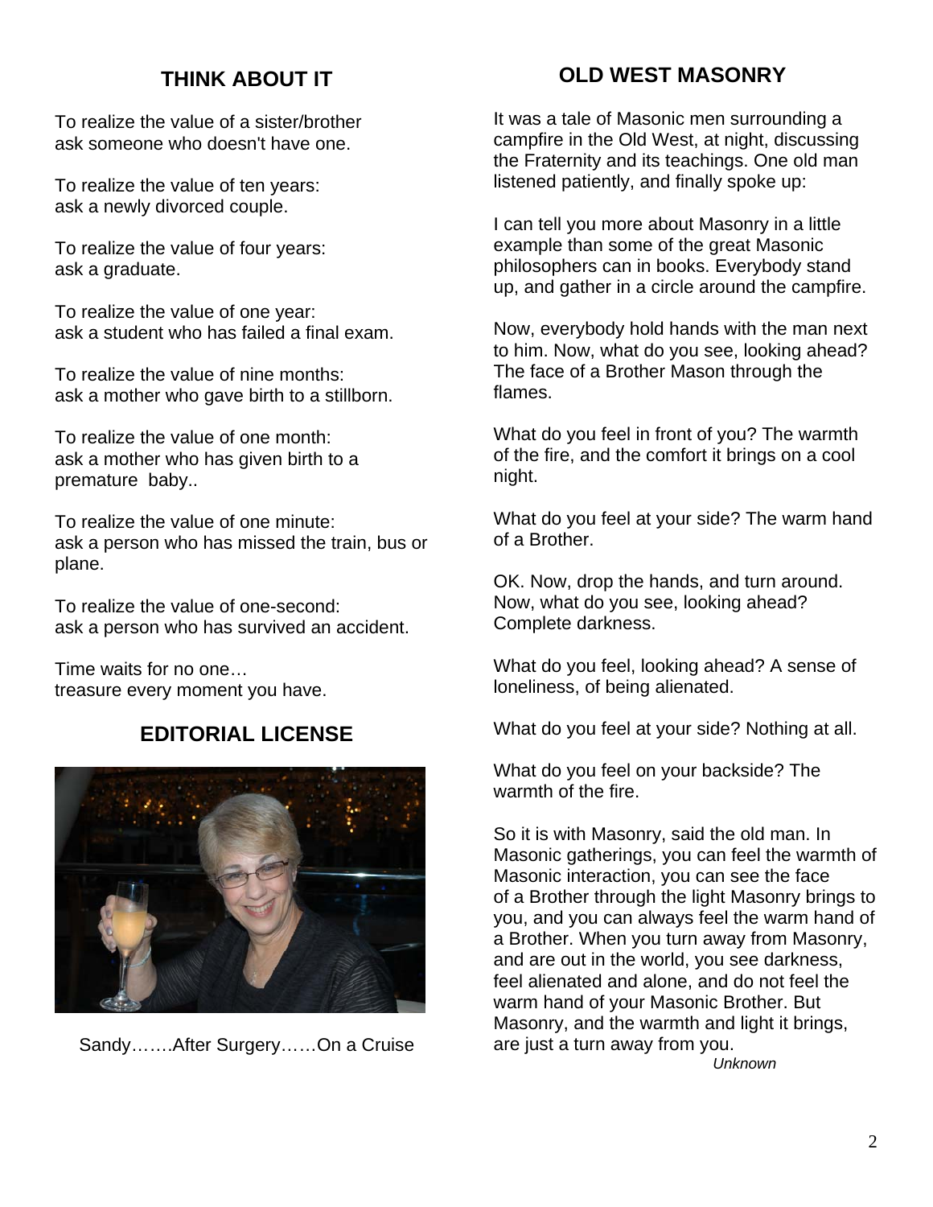## THINK ABOUT IT

To realize the value of a sister/brother
ask someone who doesn't have one.

To realize the value of ten years:
ask a newly divorced couple.

To realize the value of four years:
ask a graduate.

To realize the value of one year:
ask a student who has failed a final exam.

To realize the value of nine months:
ask a mother who gave birth to a stillborn.

To realize the value of one month:
ask a mother who has given birth to a premature baby..

To realize the value of one minute:
ask a person who has missed the train, bus or plane.

To realize the value of one-second:
ask a person who has survived an accident.

Time waits for no one…
treasure every moment you have.

## EDITORIAL LICENSE

Sandy…….After Surgery……On a Cruise

## OLD WEST MASONRY

It was a tale of Masonic men surrounding a campfire in the Old West, at night, discussing the Fraternity and its teachings. One old man listened patiently, and finally spoke up:

I can tell you more about Masonry in a little example than some of the great Masonic philosophers can in books. Everybody stand up, and gather in a circle around the campfire.

Now, everybody hold hands with the man next to him. Now, what do you see, looking ahead? The face of a Brother Mason through the flames.

What do you feel in front of you? The warmth of the fire, and the comfort it brings on a cool night.

What do you feel at your side? The warm hand of a Brother.

OK. Now, drop the hands, and turn around. Now, what do you see, looking ahead? Complete darkness.

What do you feel, looking ahead? A sense of loneliness, of being alienated.

What do you feel at your side? Nothing at all.

What do you feel on your backside? The warmth of the fire.

So it is with Masonry, said the old man. In Masonic gatherings, you can feel the warmth of Masonic interaction, you can see the face of a Brother through the light Masonry brings to you, and you can always feel the warm hand of a Brother. When you turn away from Masonry, and are out in the world, you see darkness, feel alienated and alone, and do not feel the warm hand of your Masonic Brother. But Masonry, and the warmth and light it brings, are just a turn away from you.

*Unknown*